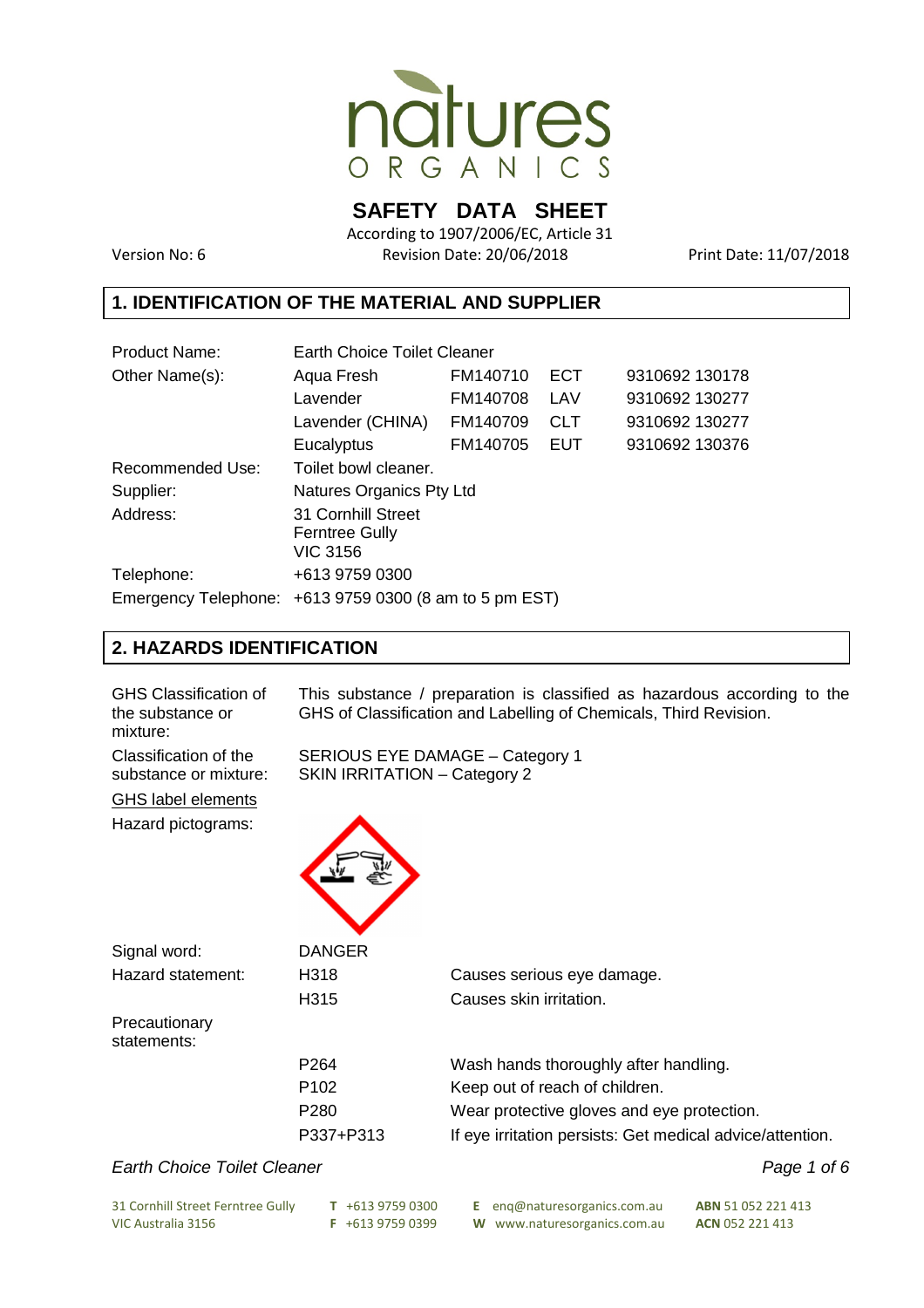# SAFETY DATA SHEET

According to 1907/2006/EC, Article 31

Version No: 6 Revision Date: 20/06/2018 Print Date: 11/07/2018

## 1. IDENTIFICATION OF THE MATERIAL AND SUPPLIER

| | | | | |
|---|---|---|---|---|
| Product Name: | Earth Choice Toilet Cleaner | | | |
| Other Name(s): | Aqua Fresh | FM140710 | ECT | 9310692 130178 |
| | Lavender | FM140708 | LAV | 9310692 130277 |
| | Lavender (CHINA) | FM140709 | CLT | 9310692 130277 |
| | Eucalyptus | FM140705 | EUT | 9310692 130376 |
| Recommended Use: | Toilet bowl cleaner. | | | |
| Supplier: | Natures Organics Pty Ltd | | | |
| Address: | 31 Cornhill Street<br>Ferntree Gully<br>VIC 3156 | | | |
| Telephone: | +613 9759 0300 | | | |
| Emergency Telephone: | +613 9759 0300 (8 am to 5 pm EST) | | | |

## 2. HAZARDS IDENTIFICATION

**GHS Classification of the substance or mixture:** This substance / preparation is classified as hazardous according to the GHS of Classification and Labelling of Chemicals, Third Revision.

**Classification of the substance or mixture:** SERIOUS EYE DAMAGE – Category 1
SKIN IRRITATION – Category 2

GHS label elements

Hazard pictograms:

Signal word: DANGER

| | | |
|---|---|---|
| Hazard statement: | H318 | Causes serious eye damage. |
| | H315 | Causes skin irritation. |
| Precautionary statements: | | |
| | P264 | Wash hands thoroughly after handling. |
| | P102 | Keep out of reach of children. |
| | P280 | Wear protective gloves and eye protection. |
| | P337+P313 | If eye irritation persists: Get medical advice/attention. |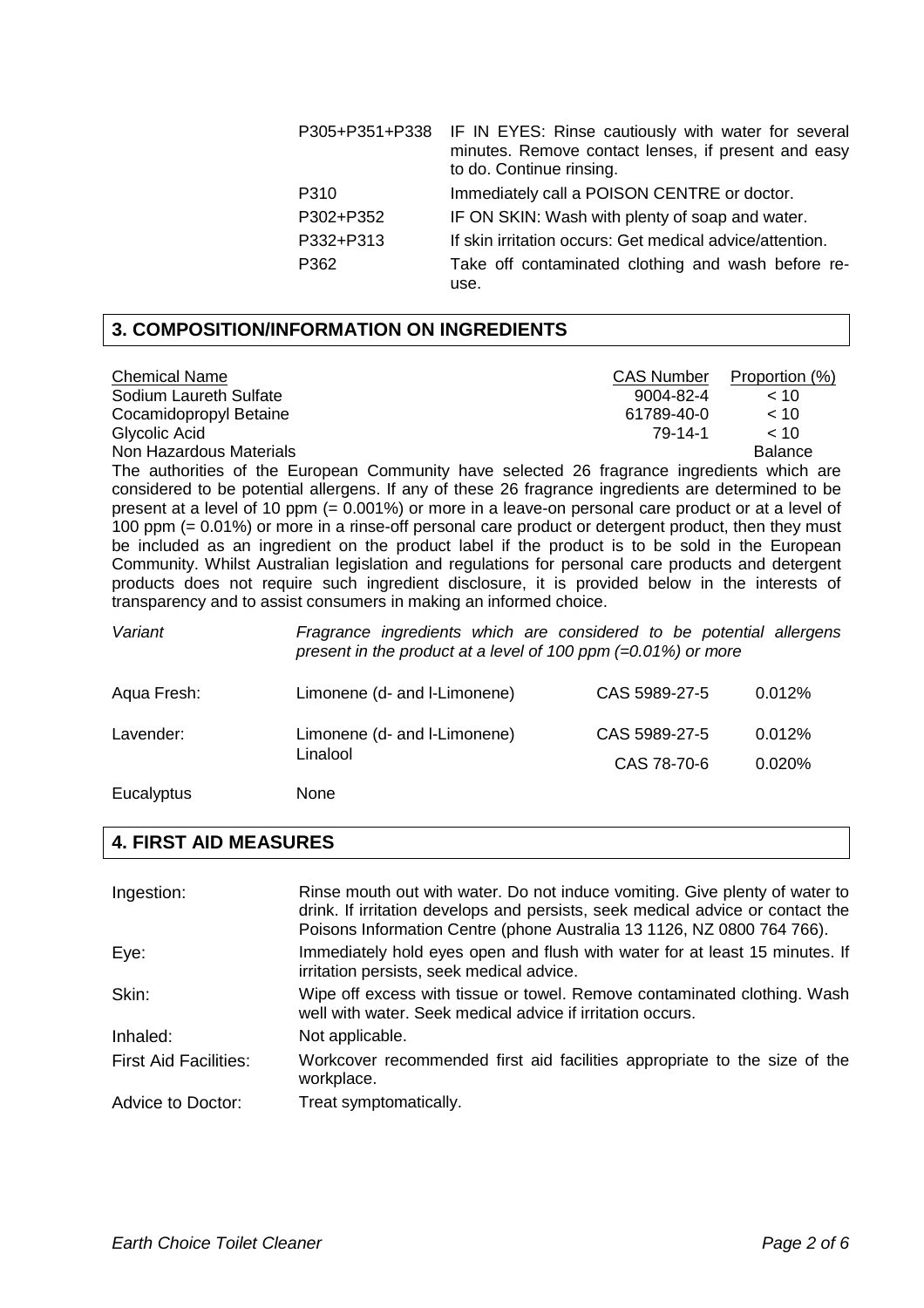| | |
|---|---|
| P305+P351+P338 | IF IN EYES: Rinse cautiously with water for several minutes. Remove contact lenses, if present and easy to do. Continue rinsing. |
| P310 | Immediately call a POISON CENTRE or doctor. |
| P302+P352 | IF ON SKIN: Wash with plenty of soap and water. |
| P332+P313 | If skin irritation occurs: Get medical advice/attention. |
| P362 | Take off contaminated clothing and wash before re-use. |

## 3. COMPOSITION/INFORMATION ON INGREDIENTS

| Chemical Name | CAS Number | Proportion (%) |
|---|---|---|
| Sodium Laureth Sulfate | 9004-82-4 | < 10 |
| Cocamidopropyl Betaine | 61789-40-0 | < 10 |
| Glycolic Acid | 79-14-1 | < 10 |
| Non Hazardous Materials | | Balance |

The authorities of the European Community have selected 26 fragrance ingredients which are considered to be potential allergens. If any of these 26 fragrance ingredients are determined to be present at a level of 10 ppm (= 0.001%) or more in a leave-on personal care product or at a level of 100 ppm (= 0.01%) or more in a rinse-off personal care product or detergent product, then they must be included as an ingredient on the product label if the product is to be sold in the European Community. Whilst Australian legislation and regulations for personal care products and detergent products does not require such ingredient disclosure, it is provided below in the interests of transparency and to assist consumers in making an informed choice.

| *Variant* | *Fragrance ingredients which are considered to be potential allergens present in the product at a level of 100 ppm (=0.01%) or more* | | |
|---|---|---|---|
| Aqua Fresh: | Limonene (d- and l-Limonene) | CAS 5989-27-5 | 0.012% |
| Lavender: | Limonene (d- and l-Limonene) | CAS 5989-27-5 | 0.012% |
| | Linalool | CAS 78-70-6 | 0.020% |
| Eucalyptus | None | | |

## 4. FIRST AID MEASURES

| | |
|---|---|
| Ingestion: | Rinse mouth out with water. Do not induce vomiting. Give plenty of water to drink. If irritation develops and persists, seek medical advice or contact the Poisons Information Centre (phone Australia 13 1126, NZ 0800 764 766). |
| Eye: | Immediately hold eyes open and flush with water for at least 15 minutes. If irritation persists, seek medical advice. |
| Skin: | Wipe off excess with tissue or towel. Remove contaminated clothing. Wash well with water. Seek medical advice if irritation occurs. |
| Inhaled: | Not applicable. |
| First Aid Facilities: | Workcover recommended first aid facilities appropriate to the size of the workplace. |
| Advice to Doctor: | Treat symptomatically. |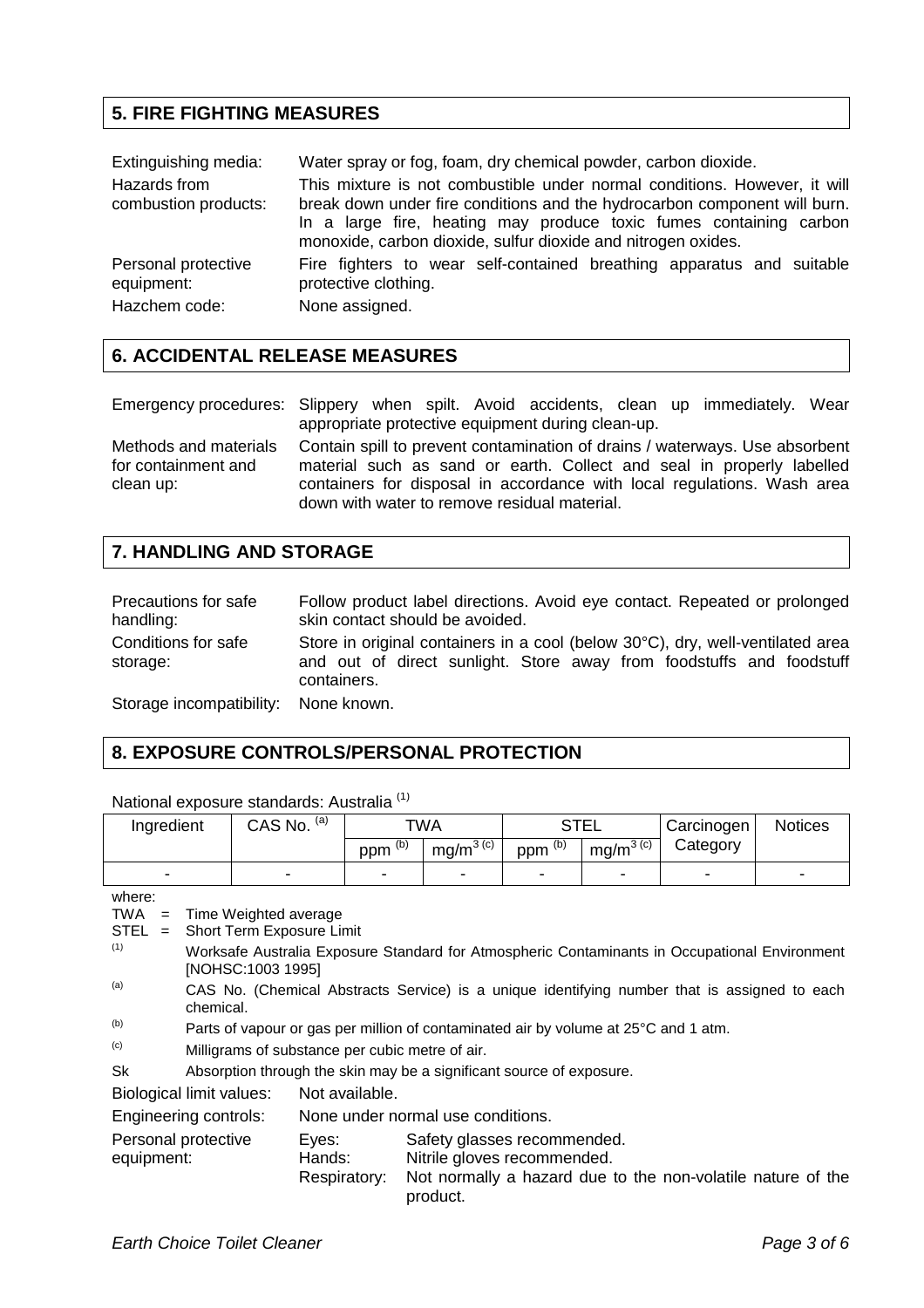## 5. FIRE FIGHTING MEASURES

| | |
|---|---|
| Extinguishing media: | Water spray or fog, foam, dry chemical powder, carbon dioxide. |
| Hazards from combustion products: | This mixture is not combustible under normal conditions. However, it will break down under fire conditions and the hydrocarbon component will burn. In a large fire, heating may produce toxic fumes containing carbon monoxide, carbon dioxide, sulfur dioxide and nitrogen oxides. |
| Personal protective equipment: | Fire fighters to wear self-contained breathing apparatus and suitable protective clothing. |
| Hazchem code: | None assigned. |

## 6. ACCIDENTAL RELEASE MEASURES

| | |
|---|---|
| Emergency procedures: | Slippery when spilt. Avoid accidents, clean up immediately. Wear appropriate protective equipment during clean-up. |
| Methods and materials for containment and clean up: | Contain spill to prevent contamination of drains / waterways. Use absorbent material such as sand or earth. Collect and seal in properly labelled containers for disposal in accordance with local regulations. Wash area down with water to remove residual material. |

## 7. HANDLING AND STORAGE

| | |
|---|---|
| Precautions for safe handling: | Follow product label directions. Avoid eye contact. Repeated or prolonged skin contact should be avoided. |
| Conditions for safe storage: | Store in original containers in a cool (below 30°C), dry, well-ventilated area and out of direct sunlight. Store away from foodstuffs and foodstuff containers. |
| Storage incompatibility: | None known. |

## 8. EXPOSURE CONTROLS/PERSONAL PROTECTION

National exposure standards: Australia [1]

| Ingredient | CAS No. [a] | TWA | | STEL | | Carcinogen Category | Notices |
|---|---|---|---|---|---|---|---|
| | | ppm [b] | $mg/m^3$ [c] | ppm [b] | $mg/m^3$ [c] | | |
| - | - | - | - | - | - | - | - |

where:

TWA = Time Weighted average

STEL = Short Term Exposure Limit

[1] Worksafe Australia Exposure Standard for Atmospheric Contaminants in Occupational Environment [NOHSC:1003 1995]

[a] CAS No. (Chemical Abstracts Service) is a unique identifying number that is assigned to each chemical.

[b] Parts of vapour or gas per million of contaminated air by volume at 25°C and 1 atm.

[c] Milligrams of substance per cubic metre of air.

Sk Absorption through the skin may be a significant source of exposure.

| | |
|---|---|
| Biological limit values: | Not available. |
| Engineering controls: | None under normal use conditions. |
| Personal protective equipment: | Eyes: Safety glasses recommended.<br>Hands: Nitrile gloves recommended.<br>Respiratory: Not normally a hazard due to the non-volatile nature of the product. |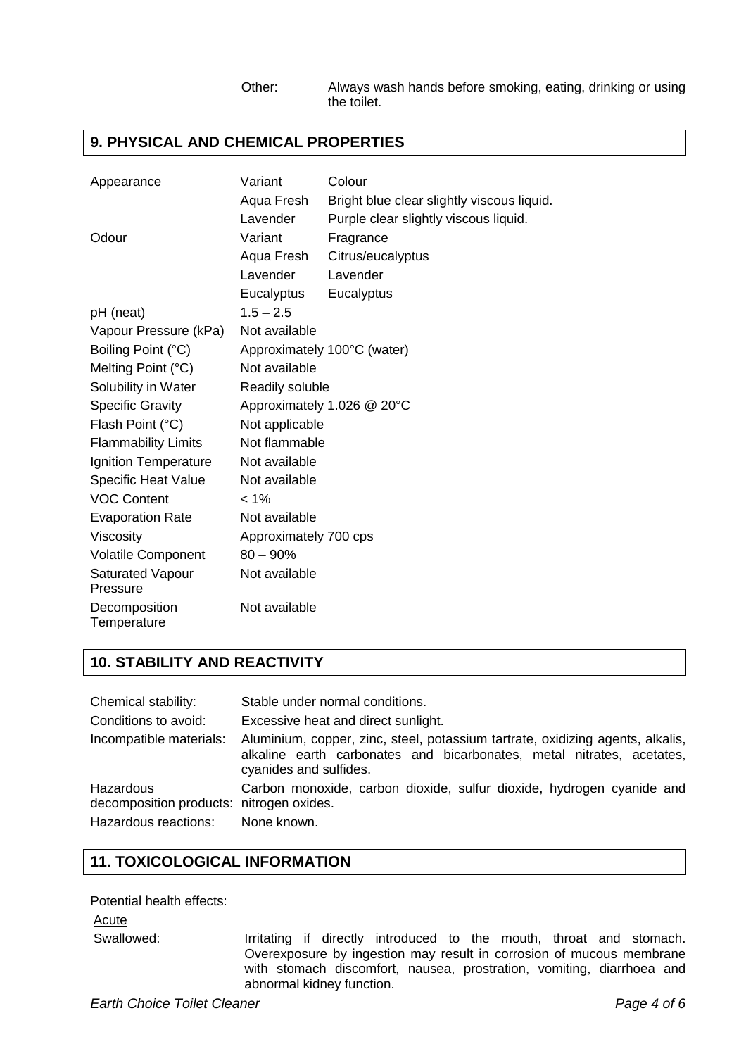Other: Always wash hands before smoking, eating, drinking or using the toilet.

## 9. PHYSICAL AND CHEMICAL PROPERTIES

| | | |
|---|---|---|
| Appearance | Variant | Colour |
| | Aqua Fresh | Bright blue clear slightly viscous liquid. |
| | Lavender | Purple clear slightly viscous liquid. |
| Odour | Variant | Fragrance |
| | Aqua Fresh | Citrus/eucalyptus |
| | Lavender | Lavender |
| | Eucalyptus | Eucalyptus |
| pH (neat) | 1.5 – 2.5 | |
| Vapour Pressure (kPa) | Not available | |
| Boiling Point (°C) | Approximately 100°C (water) | |
| Melting Point (°C) | Not available | |
| Solubility in Water | Readily soluble | |
| Specific Gravity | Approximately 1.026 @ 20°C | |
| Flash Point (°C) | Not applicable | |
| Flammability Limits | Not flammable | |
| Ignition Temperature | Not available | |
| Specific Heat Value | Not available | |
| VOC Content | < 1% | |
| Evaporation Rate | Not available | |
| Viscosity | Approximately 700 cps | |
| Volatile Component | 80 – 90% | |
| Saturated Vapour Pressure | Not available | |
| Decomposition Temperature | Not available | |

## 10. STABILITY AND REACTIVITY

| | |
|---|---|
| Chemical stability: | Stable under normal conditions. |
| Conditions to avoid: | Excessive heat and direct sunlight. |
| Incompatible materials: | Aluminium, copper, zinc, steel, potassium tartrate, oxidizing agents, alkalis, alkaline earth carbonates and bicarbonates, metal nitrates, acetates, cyanides and sulfides. |
| Hazardous decomposition products: | Carbon monoxide, carbon dioxide, sulfur dioxide, hydrogen cyanide and nitrogen oxides. |
| Hazardous reactions: | None known. |

## 11. TOXICOLOGICAL INFORMATION

Potential health effects:

Acute

Swallowed: Irritating if directly introduced to the mouth, throat and stomach. Overexposure by ingestion may result in corrosion of mucous membrane with stomach discomfort, nausea, prostration, vomiting, diarrhoea and abnormal kidney function.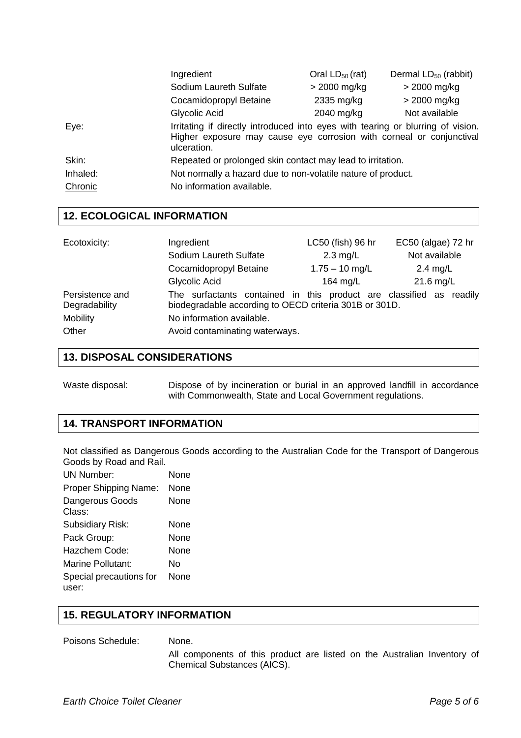| | Ingredient | Oral $LD_{50}$ (rat) | Dermal $LD_{50}$ (rabbit) |
|---|---|---|---|
| | Sodium Laureth Sulfate | > 2000 mg/kg | > 2000 mg/kg |
| | Cocamidopropyl Betaine | 2335 mg/kg | > 2000 mg/kg |
| | Glycolic Acid | 2040 mg/kg | Not available |

Eye: Irritating if directly introduced into eyes with tearing or blurring of vision. Higher exposure may cause eye corrosion with corneal or conjunctival ulceration.

Skin: Repeated or prolonged skin contact may lead to irritation.

Inhaled: Not normally a hazard due to non-volatile nature of product.

Chronic: No information available.

## 12. ECOLOGICAL INFORMATION

Ecotoxicity:

| Ingredient | LC50 (fish) 96 hr | EC50 (algae) 72 hr |
|---|---|---|
| Sodium Laureth Sulfate | 2.3 mg/L | Not available |
| Cocamidopropyl Betaine | 1.75 – 10 mg/L | 2.4 mg/L |
| Glycolic Acid | 164 mg/L | 21.6 mg/L |

Persistence and Degradability: The surfactants contained in this product are classified as readily biodegradable according to OECD criteria 301B or 301D.

Mobility: No information available.

Other: Avoid contaminating waterways.

## 13. DISPOSAL CONSIDERATIONS

Waste disposal: Dispose of by incineration or burial in an approved landfill in accordance with Commonwealth, State and Local Government regulations.

## 14. TRANSPORT INFORMATION

Not classified as Dangerous Goods according to the Australian Code for the Transport of Dangerous Goods by Road and Rail.

| | |
|---|---|
| UN Number: | None |
| Proper Shipping Name: | None |
| Dangerous Goods Class: | None |
| Subsidiary Risk: | None |
| Pack Group: | None |
| Hazchem Code: | None |
| Marine Pollutant: | No |
| Special precautions for user: | None |

## 15. REGULATORY INFORMATION

Poisons Schedule: None.

All components of this product are listed on the Australian Inventory of Chemical Substances (AICS).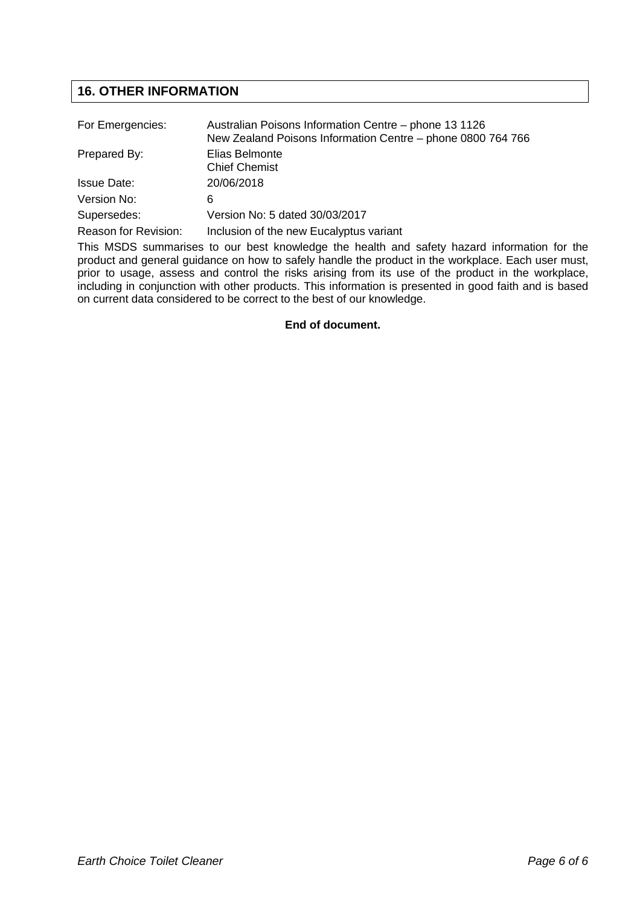## 16. OTHER INFORMATION

| | |
|---|---|
| For Emergencies: | Australian Poisons Information Centre – phone 13 1126<br>New Zealand Poisons Information Centre – phone 0800 764 766 |
| Prepared By: | Elias Belmonte<br>Chief Chemist |
| Issue Date: | 20/06/2018 |
| Version No: | 6 |
| Supersedes: | Version No: 5 dated 30/03/2017 |
| Reason for Revision: | Inclusion of the new Eucalyptus variant |

This MSDS summarises to our best knowledge the health and safety hazard information for the product and general guidance on how to safely handle the product in the workplace. Each user must, prior to usage, assess and control the risks arising from its use of the product in the workplace, including in conjunction with other products. This information is presented in good faith and is based on current data considered to be correct to the best of our knowledge.

**End of document.**